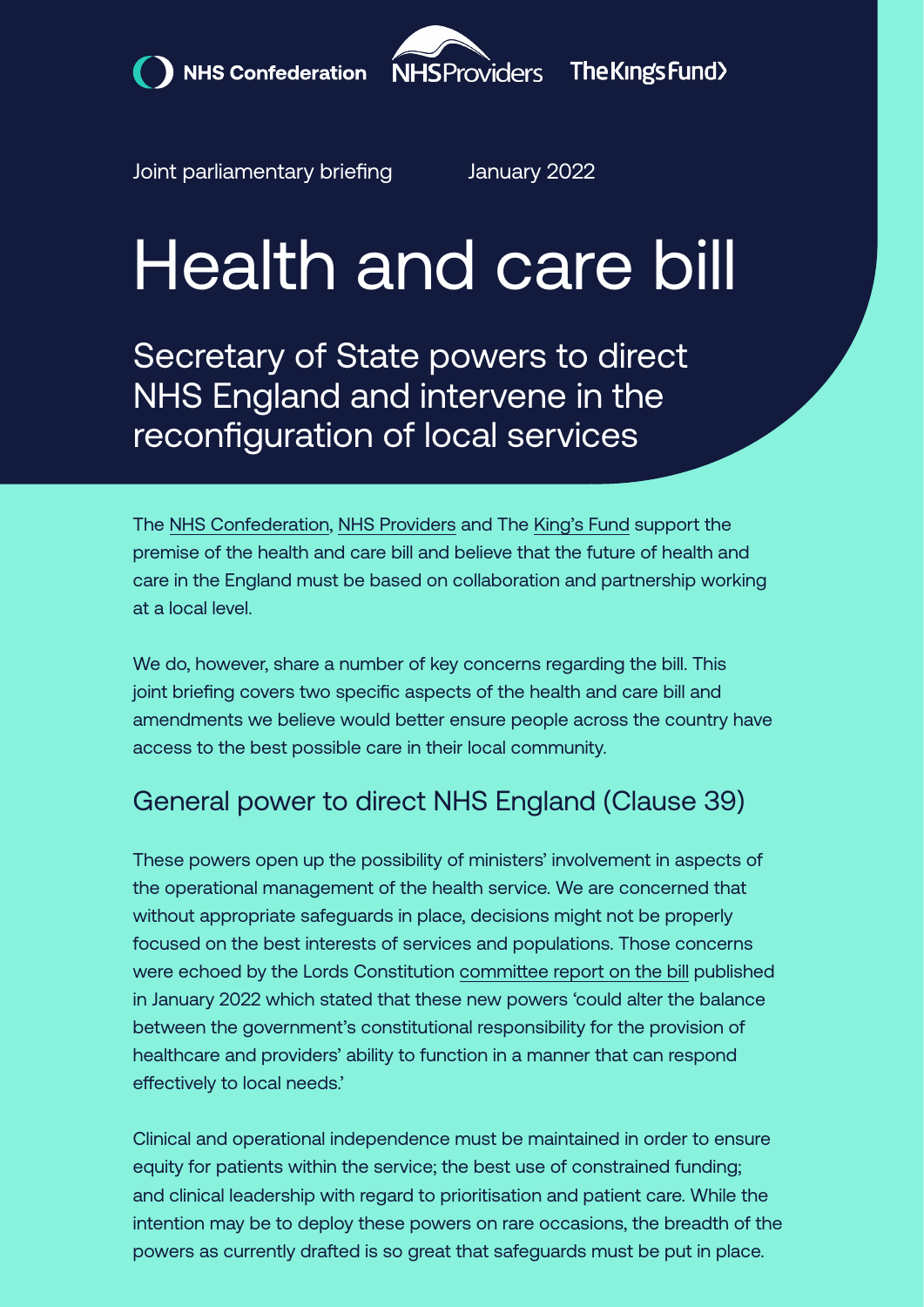NHS Confederation NHS Providers The King's Fund

Joint parliamentary briefing January 2022

# Health and care bill

## Secretary of State powers to direct NHS England and intervene in the reconfiguration of local services

The NHS Confederation, NHS Providers and The King's Fund support the premise of the health and care bill and believe that the future of health and care in the England must be based on collaboration and partnership working at a local level.

We do, however, share a number of key concerns regarding the bill. This joint briefing covers two specific aspects of the health and care bill and amendments we believe would better ensure people across the country have access to the best possible care in their local community.

### General power to direct NHS England (Clause 39)

These powers open up the possibility of ministers' involvement in aspects of the operational management of the health service. We are concerned that without appropriate safeguards in place, decisions might not be properly focused on the best interests of services and populations. Those concerns were echoed by the Lords Constitution committee report on the bill published in January 2022 which stated that these new powers 'could alter the balance between the government's constitutional responsibility for the provision of healthcare and providers' ability to function in a manner that can respond effectively to local needs.'

Clinical and operational independence must be maintained in order to ensure equity for patients within the service; the best use of constrained funding; and clinical leadership with regard to prioritisation and patient care. While the intention may be to deploy these powers on rare occasions, the breadth of the powers as currently drafted is so great that safeguards must be put in place.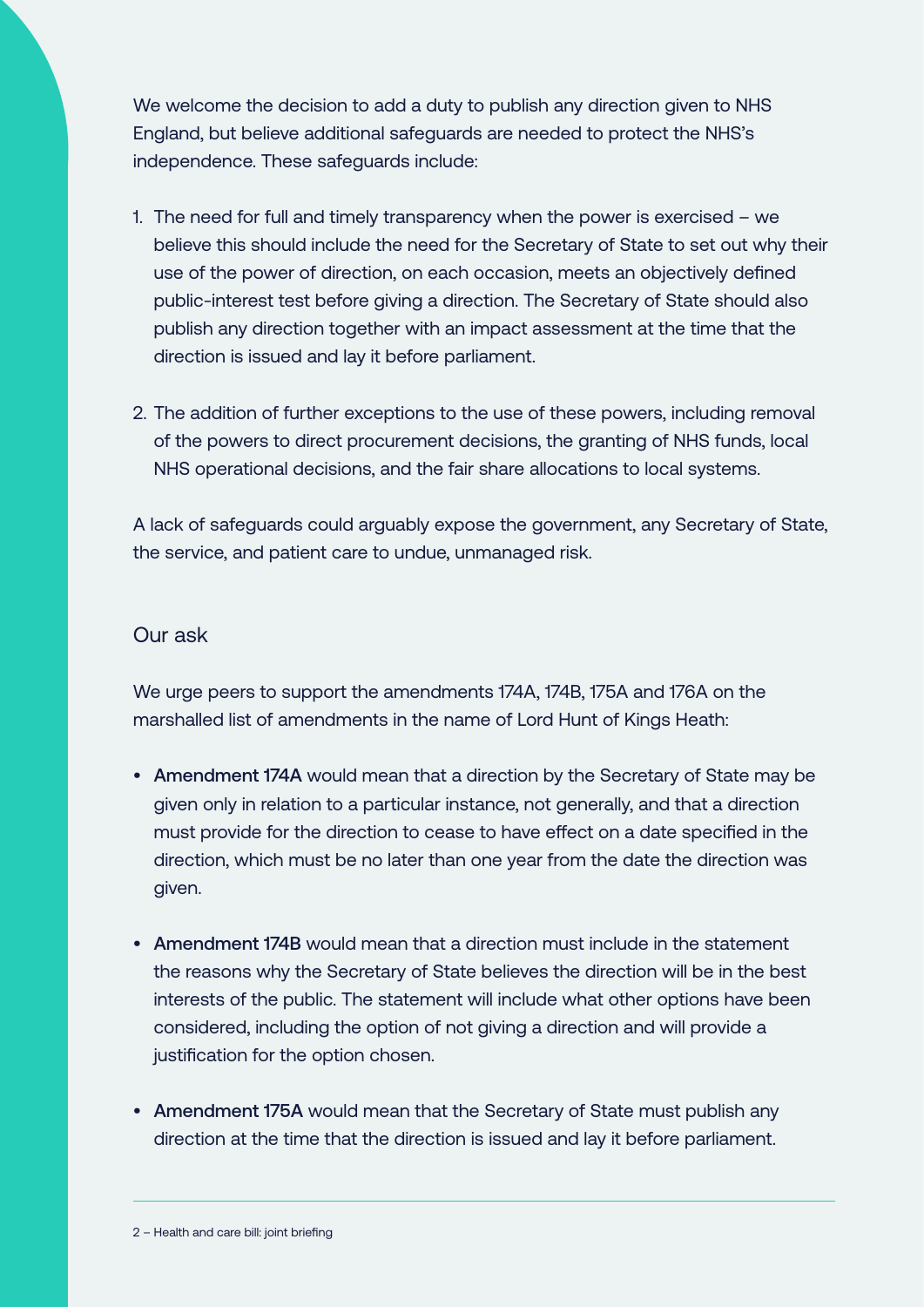We welcome the decision to add a duty to publish any direction given to NHS England, but believe additional safeguards are needed to protect the NHS's independence. These safeguards include:

1. The need for full and timely transparency when the power is exercised – we believe this should include the need for the Secretary of State to set out why their use of the power of direction, on each occasion, meets an objectively defined public-interest test before giving a direction. The Secretary of State should also publish any direction together with an impact assessment at the time that the direction is issued and lay it before parliament.

2. The addition of further exceptions to the use of these powers, including removal of the powers to direct procurement decisions, the granting of NHS funds, local NHS operational decisions, and the fair share allocations to local systems.

A lack of safeguards could arguably expose the government, any Secretary of State, the service, and patient care to undue, unmanaged risk.

## Our ask

We urge peers to support the amendments 174A, 174B, 175A and 176A on the marshalled list of amendments in the name of Lord Hunt of Kings Heath:

- **Amendment 174A** would mean that a direction by the Secretary of State may be given only in relation to a particular instance, not generally, and that a direction must provide for the direction to cease to have effect on a date specified in the direction, which must be no later than one year from the date the direction was given.

- **Amendment 174B** would mean that a direction must include in the statement the reasons why the Secretary of State believes the direction will be in the best interests of the public. The statement will include what other options have been considered, including the option of not giving a direction and will provide a justification for the option chosen.

- **Amendment 175A** would mean that the Secretary of State must publish any direction at the time that the direction is issued and lay it before parliament.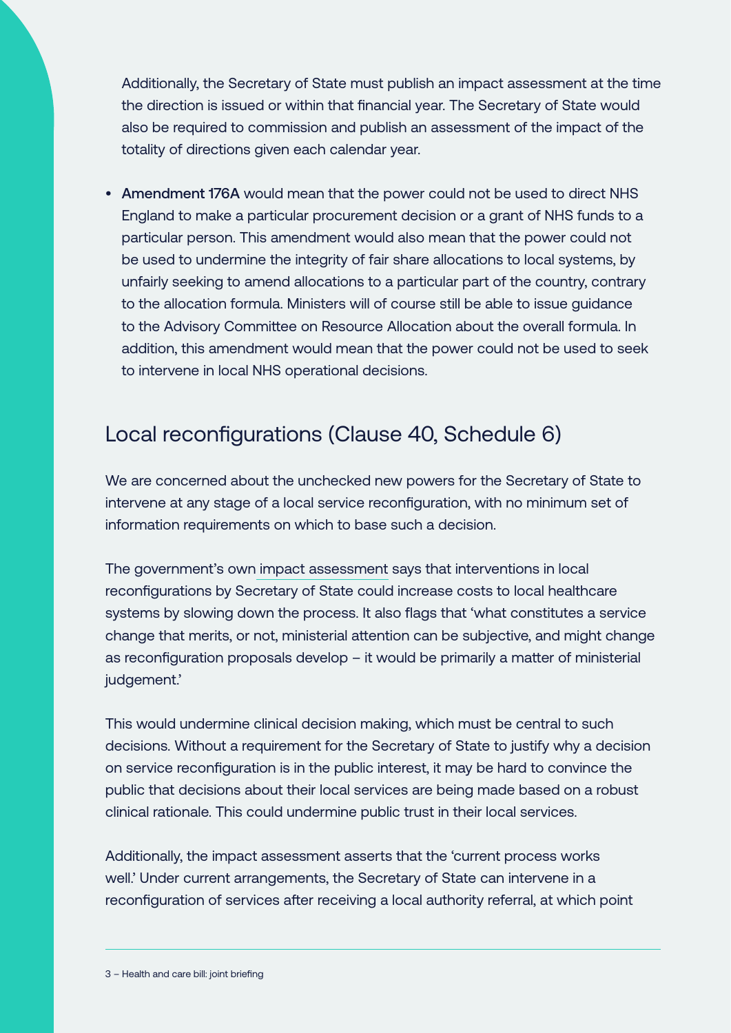Additionally, the Secretary of State must publish an impact assessment at the time the direction is issued or within that financial year. The Secretary of State would also be required to commission and publish an assessment of the impact of the totality of directions given each calendar year.

- **Amendment 176A** would mean that the power could not be used to direct NHS England to make a particular procurement decision or a grant of NHS funds to a particular person. This amendment would also mean that the power could not be used to undermine the integrity of fair share allocations to local systems, by unfairly seeking to amend allocations to a particular part of the country, contrary to the allocation formula. Ministers will of course still be able to issue guidance to the Advisory Committee on Resource Allocation about the overall formula. In addition, this amendment would mean that the power could not be used to seek to intervene in local NHS operational decisions.

## Local reconfigurations (Clause 40, Schedule 6)

We are concerned about the unchecked new powers for the Secretary of State to intervene at any stage of a local service reconfiguration, with no minimum set of information requirements on which to base such a decision.

The government's own impact assessment says that interventions in local reconfigurations by Secretary of State could increase costs to local healthcare systems by slowing down the process. It also flags that 'what constitutes a service change that merits, or not, ministerial attention can be subjective, and might change as reconfiguration proposals develop – it would be primarily a matter of ministerial judgement.'

This would undermine clinical decision making, which must be central to such decisions. Without a requirement for the Secretary of State to justify why a decision on service reconfiguration is in the public interest, it may be hard to convince the public that decisions about their local services are being made based on a robust clinical rationale. This could undermine public trust in their local services.

Additionally, the impact assessment asserts that the 'current process works well.' Under current arrangements, the Secretary of State can intervene in a reconfiguration of services after receiving a local authority referral, at which point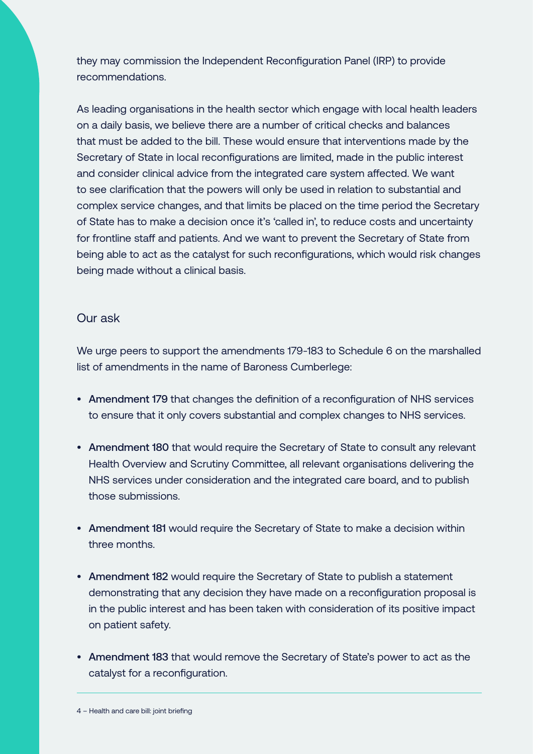they may commission the Independent Reconfiguration Panel (IRP) to provide recommendations.

As leading organisations in the health sector which engage with local health leaders on a daily basis, we believe there are a number of critical checks and balances that must be added to the bill. These would ensure that interventions made by the Secretary of State in local reconfigurations are limited, made in the public interest and consider clinical advice from the integrated care system affected. We want to see clarification that the powers will only be used in relation to substantial and complex service changes, and that limits be placed on the time period the Secretary of State has to make a decision once it's 'called in', to reduce costs and uncertainty for frontline staff and patients. And we want to prevent the Secretary of State from being able to act as the catalyst for such reconfigurations, which would risk changes being made without a clinical basis.

## Our ask

We urge peers to support the amendments 179-183 to Schedule 6 on the marshalled list of amendments in the name of Baroness Cumberlege:

- **Amendment 179** that changes the definition of a reconfiguration of NHS services to ensure that it only covers substantial and complex changes to NHS services.
- **Amendment 180** that would require the Secretary of State to consult any relevant Health Overview and Scrutiny Committee, all relevant organisations delivering the NHS services under consideration and the integrated care board, and to publish those submissions.
- **Amendment 181** would require the Secretary of State to make a decision within three months.
- **Amendment 182** would require the Secretary of State to publish a statement demonstrating that any decision they have made on a reconfiguration proposal is in the public interest and has been taken with consideration of its positive impact on patient safety.
- **Amendment 183** that would remove the Secretary of State's power to act as the catalyst for a reconfiguration.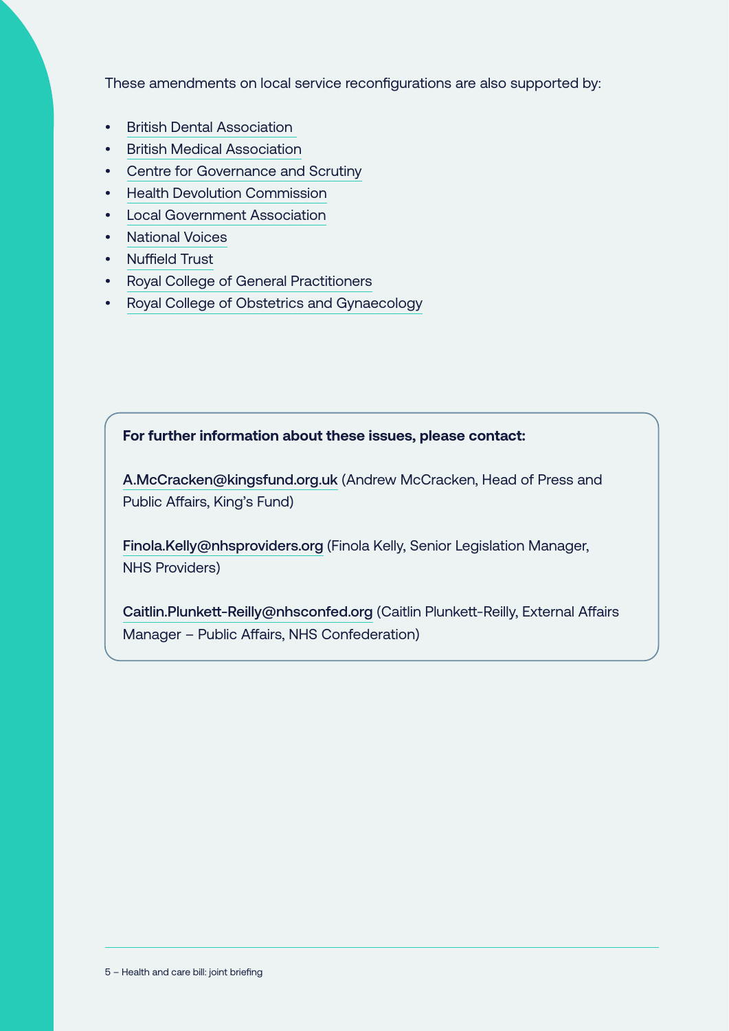These amendments on local service reconfigurations are also supported by:

- British Dental Association
- British Medical Association
- Centre for Governance and Scrutiny
- Health Devolution Commission
- Local Government Association
- National Voices
- Nuffield Trust
- Royal College of General Practitioners
- Royal College of Obstetrics and Gynaecology

**For further information about these issues, please contact:**

A.McCracken@kingsfund.org.uk (Andrew McCracken, Head of Press and Public Affairs, King's Fund)

Finola.Kelly@nhsproviders.org (Finola Kelly, Senior Legislation Manager, NHS Providers)

Caitlin.Plunkett-Reilly@nhsconfed.org (Caitlin Plunkett-Reilly, External Affairs Manager – Public Affairs, NHS Confederation)